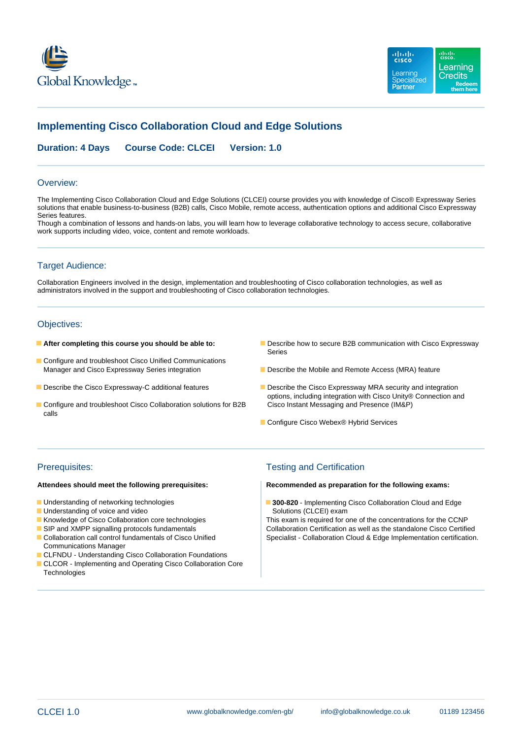# Implementing Cisco Collaboration Cloud and Edge Solutions

**Duration: 4 Days** **Course Code: CLCEI** **Version: 1.0**

## Overview:

The Implementing Cisco Collaboration Cloud and Edge Solutions (CLCEI) course provides you with knowledge of Cisco® Expressway Series solutions that enable business-to-business (B2B) calls, Cisco Mobile, remote access, authentication options and additional Cisco Expressway Series features.
Though a combination of lessons and hands-on labs, you will learn how to leverage collaborative technology to access secure, collaborative work supports including video, voice, content and remote workloads.

## Target Audience:

Collaboration Engineers involved in the design, implementation and troubleshooting of Cisco collaboration technologies, as well as administrators involved in the support and troubleshooting of Cisco collaboration technologies.

## Objectives:

- **After completing this course you should be able to:**
- Configure and troubleshoot Cisco Unified Communications Manager and Cisco Expressway Series integration
- Describe the Cisco Expressway-C additional features
- Configure and troubleshoot Cisco Collaboration solutions for B2B calls
- Describe how to secure B2B communication with Cisco Expressway Series
- Describe the Mobile and Remote Access (MRA) feature
- Describe the Cisco Expressway MRA security and integration options, including integration with Cisco Unity® Connection and Cisco Instant Messaging and Presence (IM&P)
- Configure Cisco Webex® Hybrid Services

## Prerequisites:

**Attendees should meet the following prerequisites:**

- Understanding of networking technologies
- Understanding of voice and video
- Knowledge of Cisco Collaboration core technologies
- SIP and XMPP signalling protocols fundamentals
- Collaboration call control fundamentals of Cisco Unified Communications Manager
- CLFNDU - Understanding Cisco Collaboration Foundations
- CLCOR - Implementing and Operating Cisco Collaboration Core Technologies

## Testing and Certification

**Recommended as preparation for the following exams:**

- **300-820** - Implementing Cisco Collaboration Cloud and Edge Solutions (CLCEI) exam

This exam is required for one of the concentrations for the CCNP Collaboration Certification as well as the standalone Cisco Certified Specialist - Collaboration Cloud & Edge Implementation certification.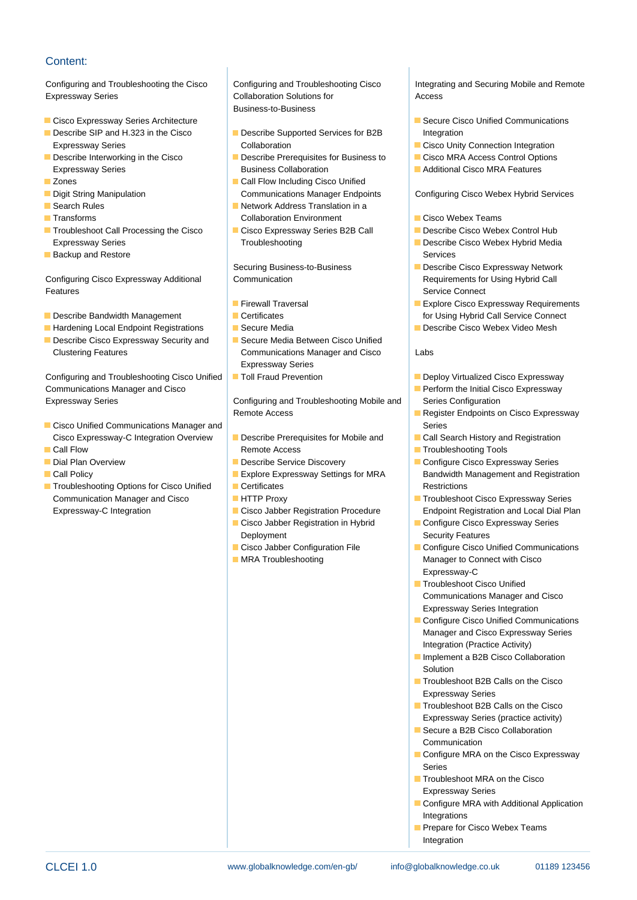## Content:

Configuring and Troubleshooting the Cisco Expressway Series

- Cisco Expressway Series Architecture
- Describe SIP and H.323 in the Cisco Expressway Series
- Describe Interworking in the Cisco Expressway Series
- Zones
- Digit String Manipulation
- Search Rules
- Transforms
- Troubleshoot Call Processing the Cisco Expressway Series
- Backup and Restore

Configuring Cisco Expressway Additional Features

- Describe Bandwidth Management
- Hardening Local Endpoint Registrations
- Describe Cisco Expressway Security and Clustering Features

Configuring and Troubleshooting Cisco Unified Communications Manager and Cisco Expressway Series

- Cisco Unified Communications Manager and Cisco Expressway-C Integration Overview
- Call Flow
- Dial Plan Overview
- Call Policy
- Troubleshooting Options for Cisco Unified Communication Manager and Cisco Expressway-C Integration

Configuring and Troubleshooting Cisco Collaboration Solutions for Business-to-Business

- Describe Supported Services for B2B Collaboration
- Describe Prerequisites for Business to Business Collaboration
- Call Flow Including Cisco Unified Communications Manager Endpoints
- Network Address Translation in a Collaboration Environment
- Cisco Expressway Series B2B Call Troubleshooting

Securing Business-to-Business Communication

- Firewall Traversal
- Certificates
- Secure Media
- Secure Media Between Cisco Unified Communications Manager and Cisco Expressway Series
- Toll Fraud Prevention

Configuring and Troubleshooting Mobile and Remote Access

- Describe Prerequisites for Mobile and Remote Access
- Describe Service Discovery
- Explore Expressway Settings for MRA
- Certificates
- HTTP Proxy
- Cisco Jabber Registration Procedure
- Cisco Jabber Registration in Hybrid Deployment
- Cisco Jabber Configuration File
- MRA Troubleshooting

Integrating and Securing Mobile and Remote Access

- Secure Cisco Unified Communications Integration
- Cisco Unity Connection Integration
- Cisco MRA Access Control Options
- Additional Cisco MRA Features

Configuring Cisco Webex Hybrid Services

- Cisco Webex Teams
- Describe Cisco Webex Control Hub
- Describe Cisco Webex Hybrid Media Services
- Describe Cisco Expressway Network Requirements for Using Hybrid Call Service Connect
- Explore Cisco Expressway Requirements for Using Hybrid Call Service Connect
- Describe Cisco Webex Video Mesh

Labs

- Deploy Virtualized Cisco Expressway
- Perform the Initial Cisco Expressway Series Configuration
- Register Endpoints on Cisco Expressway Series
- Call Search History and Registration
- Troubleshooting Tools
- Configure Cisco Expressway Series Bandwidth Management and Registration Restrictions
- Troubleshoot Cisco Expressway Series Endpoint Registration and Local Dial Plan
- Configure Cisco Expressway Series Security Features
- Configure Cisco Unified Communications Manager to Connect with Cisco Expressway-C
- Troubleshoot Cisco Unified Communications Manager and Cisco Expressway Series Integration
- Configure Cisco Unified Communications Manager and Cisco Expressway Series Integration (Practice Activity)
- Implement a B2B Cisco Collaboration Solution
- Troubleshoot B2B Calls on the Cisco Expressway Series
- Troubleshoot B2B Calls on the Cisco Expressway Series (practice activity)
- Secure a B2B Cisco Collaboration Communication
- Configure MRA on the Cisco Expressway Series
- Troubleshoot MRA on the Cisco Expressway Series
- Configure MRA with Additional Application Integrations
- Prepare for Cisco Webex Teams Integration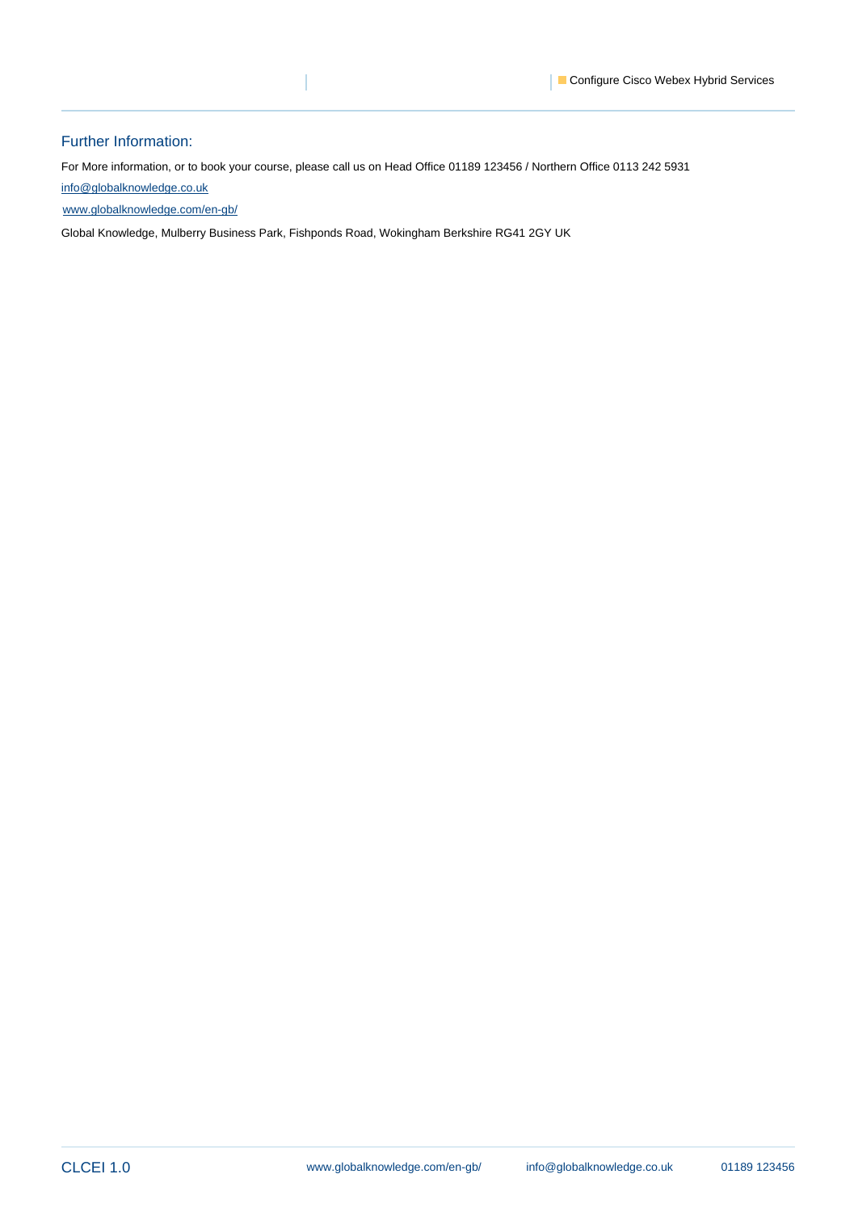## Further Information:

For More information, or to book your course, please call us on Head Office 01189 123456 / Northern Office 0113 242 5931

info@globalknowledge.co.uk

www.globalknowledge.com/en-gb/

Global Knowledge, Mulberry Business Park, Fishponds Road, Wokingham Berkshire RG41 2GY UK